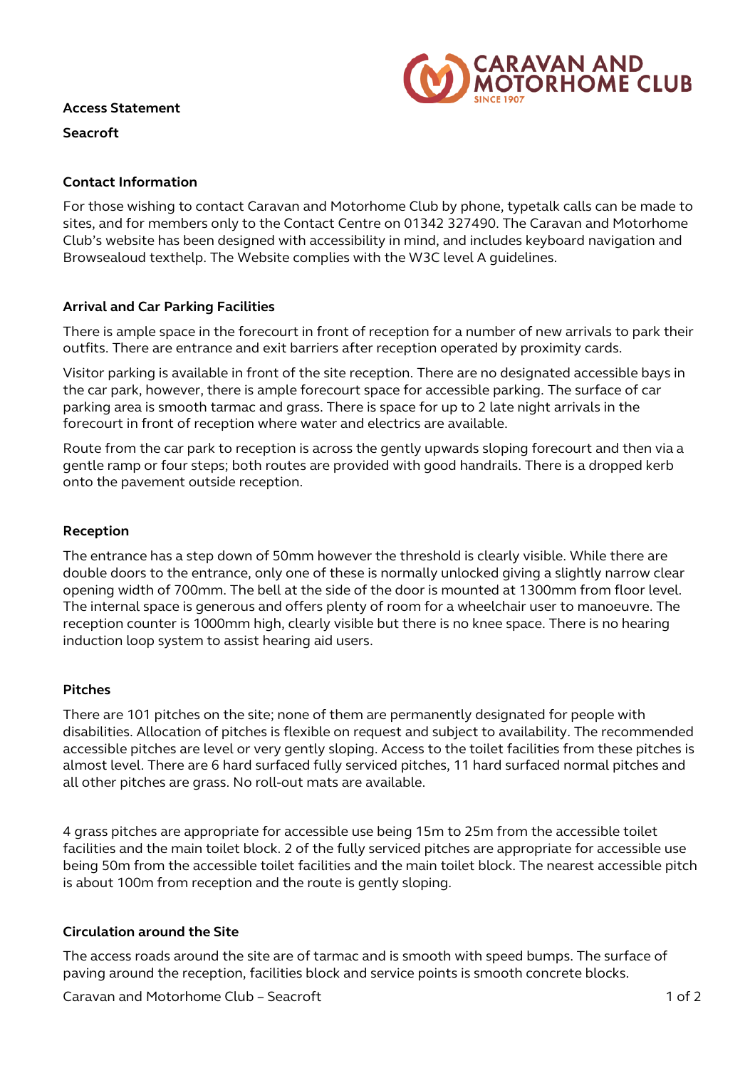**Access Statement**

**Seacroft**

## Contact Information

For those wishing to contact Caravan and Motorhome Club by phone, typetalk calls can be made to sites, and for members only to the Contact Centre on 01342 327490. The Caravan and Motorhome Club's website has been designed with accessibility in mind, and includes keyboard navigation and Browsealoud texthelp. The Website complies with the W3C level A guidelines.

## Arrival and Car Parking Facilities

There is ample space in the forecourt in front of reception for a number of new arrivals to park their outfits. There are entrance and exit barriers after reception operated by proximity cards.

Visitor parking is available in front of the site reception. There are no designated accessible bays in the car park, however, there is ample forecourt space for accessible parking. The surface of car parking area is smooth tarmac and grass. There is space for up to 2 late night arrivals in the forecourt in front of reception where water and electrics are available.

Route from the car park to reception is across the gently upwards sloping forecourt and then via a gentle ramp or four steps; both routes are provided with good handrails. There is a dropped kerb onto the pavement outside reception.

## Reception

The entrance has a step down of 50mm however the threshold is clearly visible. While there are double doors to the entrance, only one of these is normally unlocked giving a slightly narrow clear opening width of 700mm. The bell at the side of the door is mounted at 1300mm from floor level. The internal space is generous and offers plenty of room for a wheelchair user to manoeuvre. The reception counter is 1000mm high, clearly visible but there is no knee space. There is no hearing induction loop system to assist hearing aid users.

## Pitches

There are 101 pitches on the site; none of them are permanently designated for people with disabilities. Allocation of pitches is flexible on request and subject to availability. The recommended accessible pitches are level or very gently sloping. Access to the toilet facilities from these pitches is almost level. There are 6 hard surfaced fully serviced pitches, 11 hard surfaced normal pitches and all other pitches are grass. No roll-out mats are available.

4 grass pitches are appropriate for accessible use being 15m to 25m from the accessible toilet facilities and the main toilet block. 2 of the fully serviced pitches are appropriate for accessible use being 50m from the accessible toilet facilities and the main toilet block. The nearest accessible pitch is about 100m from reception and the route is gently sloping.

## Circulation around the Site

The access roads around the site are of tarmac and is smooth with speed bumps. The surface of paving around the reception, facilities block and service points is smooth concrete blocks.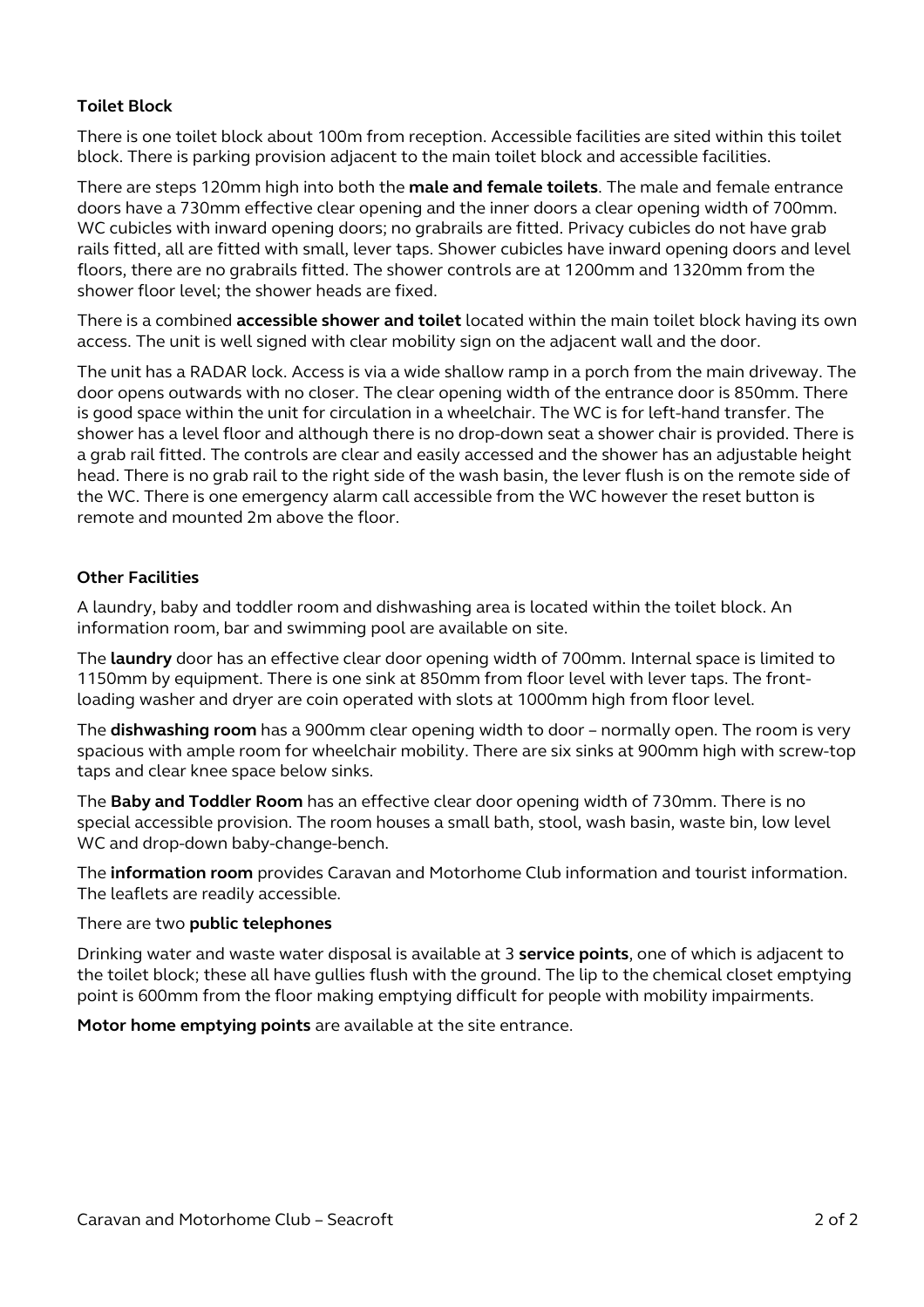### Toilet Block

There is one toilet block about 100m from reception. Accessible facilities are sited within this toilet block. There is parking provision adjacent to the main toilet block and accessible facilities.

There are steps 120mm high into both the **male and female toilets**. The male and female entrance doors have a 730mm effective clear opening and the inner doors a clear opening width of 700mm. WC cubicles with inward opening doors; no grabrails are fitted. Privacy cubicles do not have grab rails fitted, all are fitted with small, lever taps. Shower cubicles have inward opening doors and level floors, there are no grabrails fitted. The shower controls are at 1200mm and 1320mm from the shower floor level; the shower heads are fixed.

There is a combined **accessible shower and toilet** located within the main toilet block having its own access. The unit is well signed with clear mobility sign on the adjacent wall and the door.

The unit has a RADAR lock. Access is via a wide shallow ramp in a porch from the main driveway. The door opens outwards with no closer. The clear opening width of the entrance door is 850mm. There is good space within the unit for circulation in a wheelchair. The WC is for left-hand transfer. The shower has a level floor and although there is no drop-down seat a shower chair is provided. There is a grab rail fitted. The controls are clear and easily accessed and the shower has an adjustable height head. There is no grab rail to the right side of the wash basin, the lever flush is on the remote side of the WC. There is one emergency alarm call accessible from the WC however the reset button is remote and mounted 2m above the floor.

### Other Facilities

A laundry, baby and toddler room and dishwashing area is located within the toilet block. An information room, bar and swimming pool are available on site.

The **laundry** door has an effective clear door opening width of 700mm. Internal space is limited to 1150mm by equipment. There is one sink at 850mm from floor level with lever taps. The front-loading washer and dryer are coin operated with slots at 1000mm high from floor level.

The **dishwashing room** has a 900mm clear opening width to door – normally open. The room is very spacious with ample room for wheelchair mobility. There are six sinks at 900mm high with screw-top taps and clear knee space below sinks.

The **Baby and Toddler Room** has an effective clear door opening width of 730mm. There is no special accessible provision. The room houses a small bath, stool, wash basin, waste bin, low level WC and drop-down baby-change-bench.

The **information room** provides Caravan and Motorhome Club information and tourist information. The leaflets are readily accessible.

There are two **public telephones**

Drinking water and waste water disposal is available at 3 **service points**, one of which is adjacent to the toilet block; these all have gullies flush with the ground. The lip to the chemical closet emptying point is 600mm from the floor making emptying difficult for people with mobility impairments.

**Motor home emptying points** are available at the site entrance.